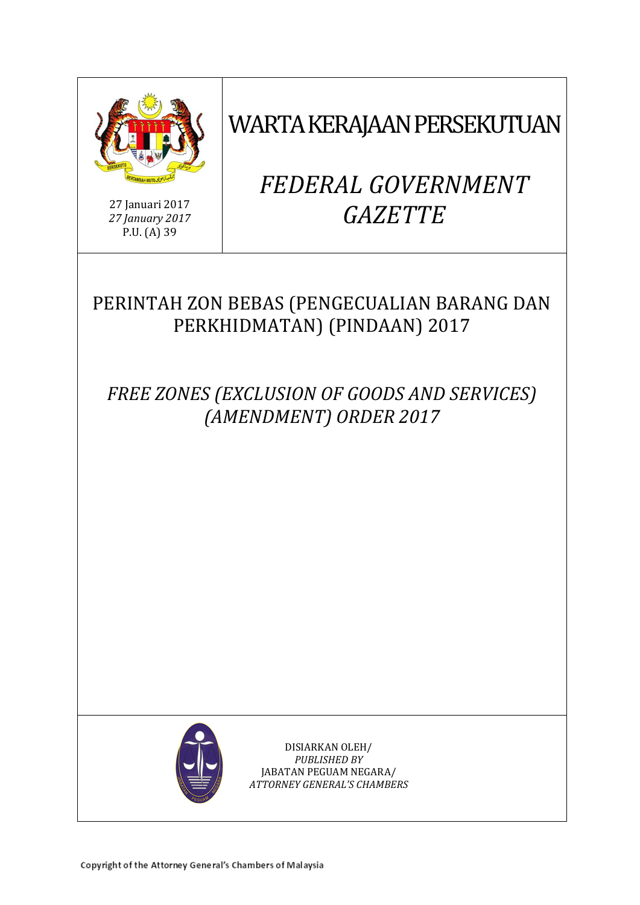27 Januari 2017
*27 January 2017*
P.U. (A) 39

# WARTA KERAJAAN PERSEKUTUAN

# *FEDERAL GOVERNMENT GAZETTE*

## PERINTAH ZON BEBAS (PENGECUALIAN BARANG DAN PERKHIDMATAN) (PINDAAN) 2017

## *FREE ZONES (EXCLUSION OF GOODS AND SERVICES) (AMENDMENT) ORDER 2017*

DISIARKAN OLEH/
*PUBLISHED BY*
JABATAN PEGUAM NEGARA/
*ATTORNEY GENERAL'S CHAMBERS*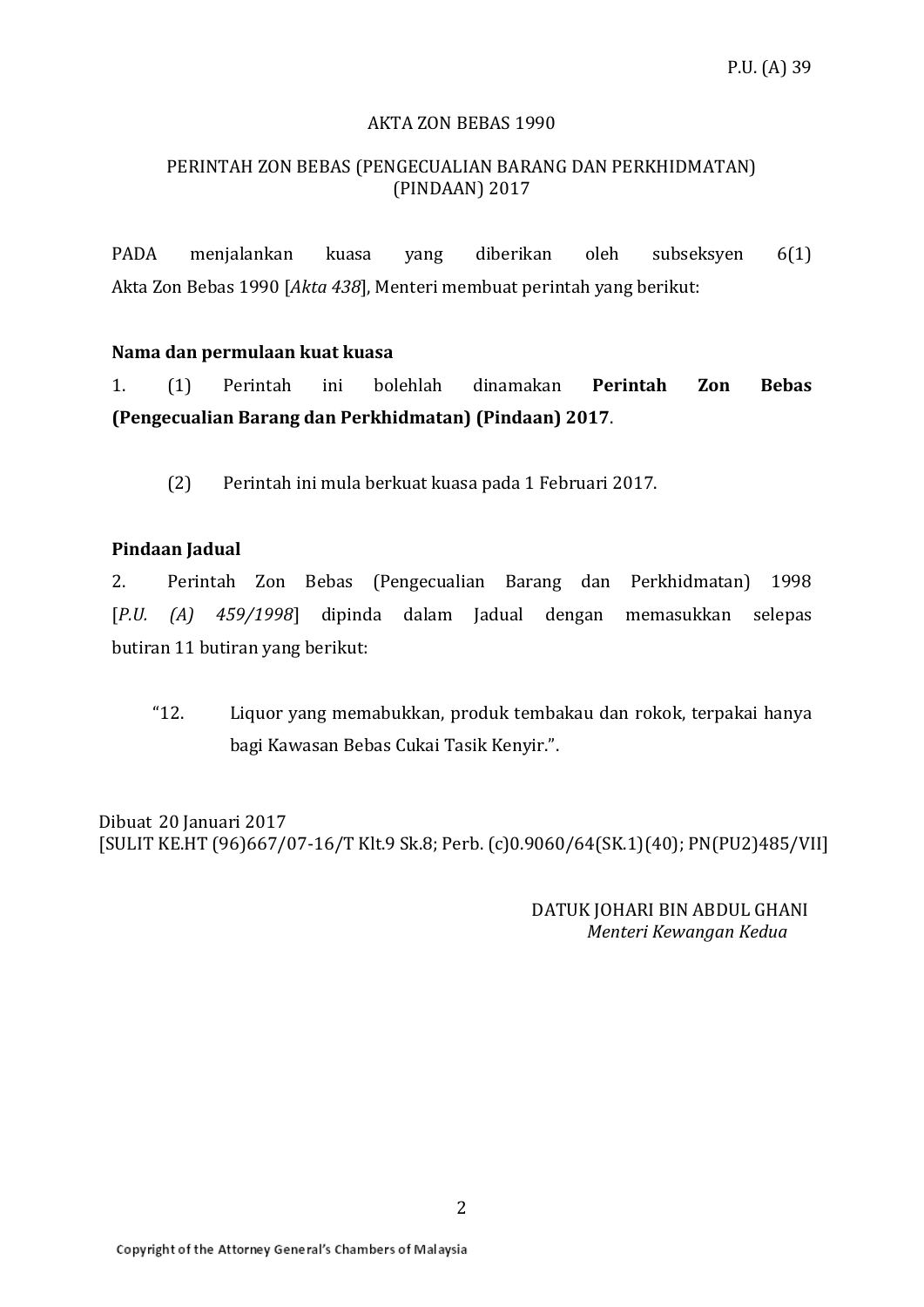P.U. (A) 39

AKTA ZON BEBAS 1990

PERINTAH ZON BEBAS (PENGECUALIAN BARANG DAN PERKHIDMATAN) (PINDAAN) 2017

PADA menjalankan kuasa yang diberikan oleh subseksyen 6(1) Akta Zon Bebas 1990 [*Akta 438*], Menteri membuat perintah yang berikut:

**Nama dan permulaan kuat kuasa**

1. (1) Perintah ini bolehlah dinamakan **Perintah Zon Bebas (Pengecualian Barang dan Perkhidmatan) (Pindaan) 2017**.

(2) Perintah ini mula berkuat kuasa pada 1 Februari 2017.

**Pindaan Jadual**

2. Perintah Zon Bebas (Pengecualian Barang dan Perkhidmatan) 1998 [*P.U. (A) 459/1998*] dipinda dalam Jadual dengan memasukkan selepas butiran 11 butiran yang berikut:

> "12. Liquor yang memabukkan, produk tembakau dan rokok, terpakai hanya bagi Kawasan Bebas Cukai Tasik Kenyir.".

Dibuat 20 Januari 2017
[SULIT KE.HT (96)667/07-16/T Klt.9 Sk.8; Perb. (c)0.9060/64(SK.1)(40); PN(PU2)485/VII]

DATUK JOHARI BIN ABDUL GHANI
*Menteri Kewangan Kedua*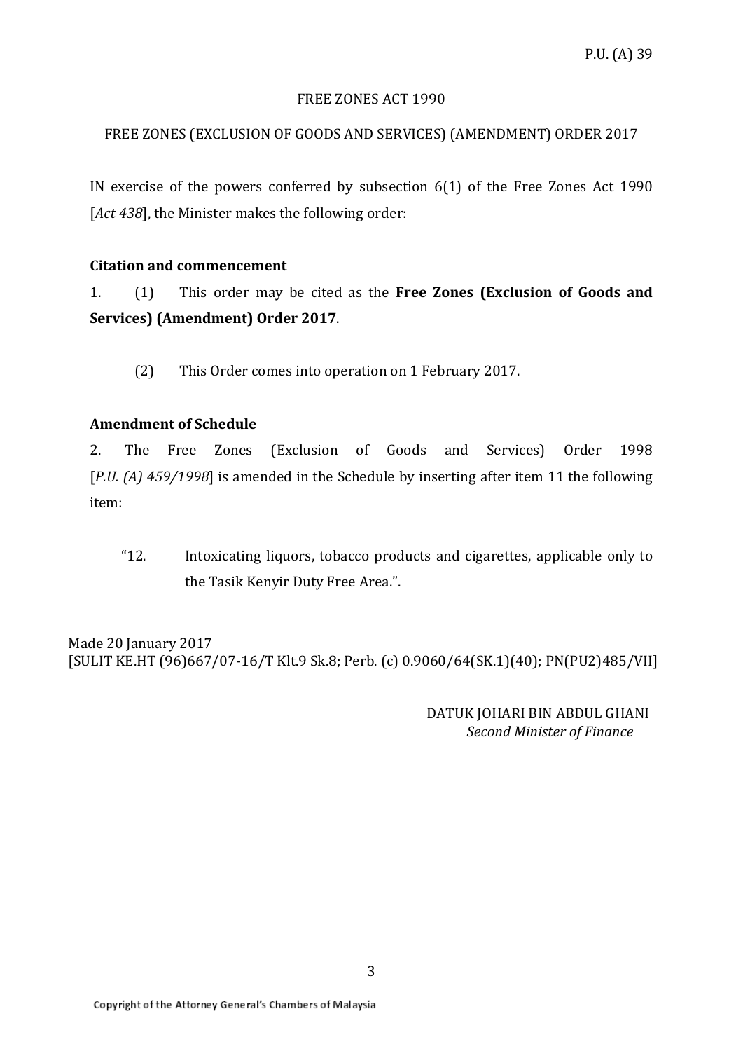P.U. (A) 39

FREE ZONES ACT 1990

FREE ZONES (EXCLUSION OF GOODS AND SERVICES) (AMENDMENT) ORDER 2017

IN exercise of the powers conferred by subsection 6(1) of the Free Zones Act 1990 [*Act 438*], the Minister makes the following order:

**Citation and commencement**

1. (1) This order may be cited as the **Free Zones (Exclusion of Goods and Services) (Amendment) Order 2017**.

(2) This Order comes into operation on 1 February 2017.

**Amendment of Schedule**

2. The Free Zones (Exclusion of Goods and Services) Order 1998 [*P.U. (A) 459/1998*] is amended in the Schedule by inserting after item 11 the following item:

"12. Intoxicating liquors, tobacco products and cigarettes, applicable only to the Tasik Kenyir Duty Free Area.".

Made 20 January 2017
[SULIT KE.HT (96)667/07-16/T Klt.9 Sk.8; Perb. (c) 0.9060/64(SK.1)(40); PN(PU2)485/VII]

DATUK JOHARI BIN ABDUL GHANI
*Second Minister of Finance*

Copyright of the Attorney General's Chambers of Malaysia